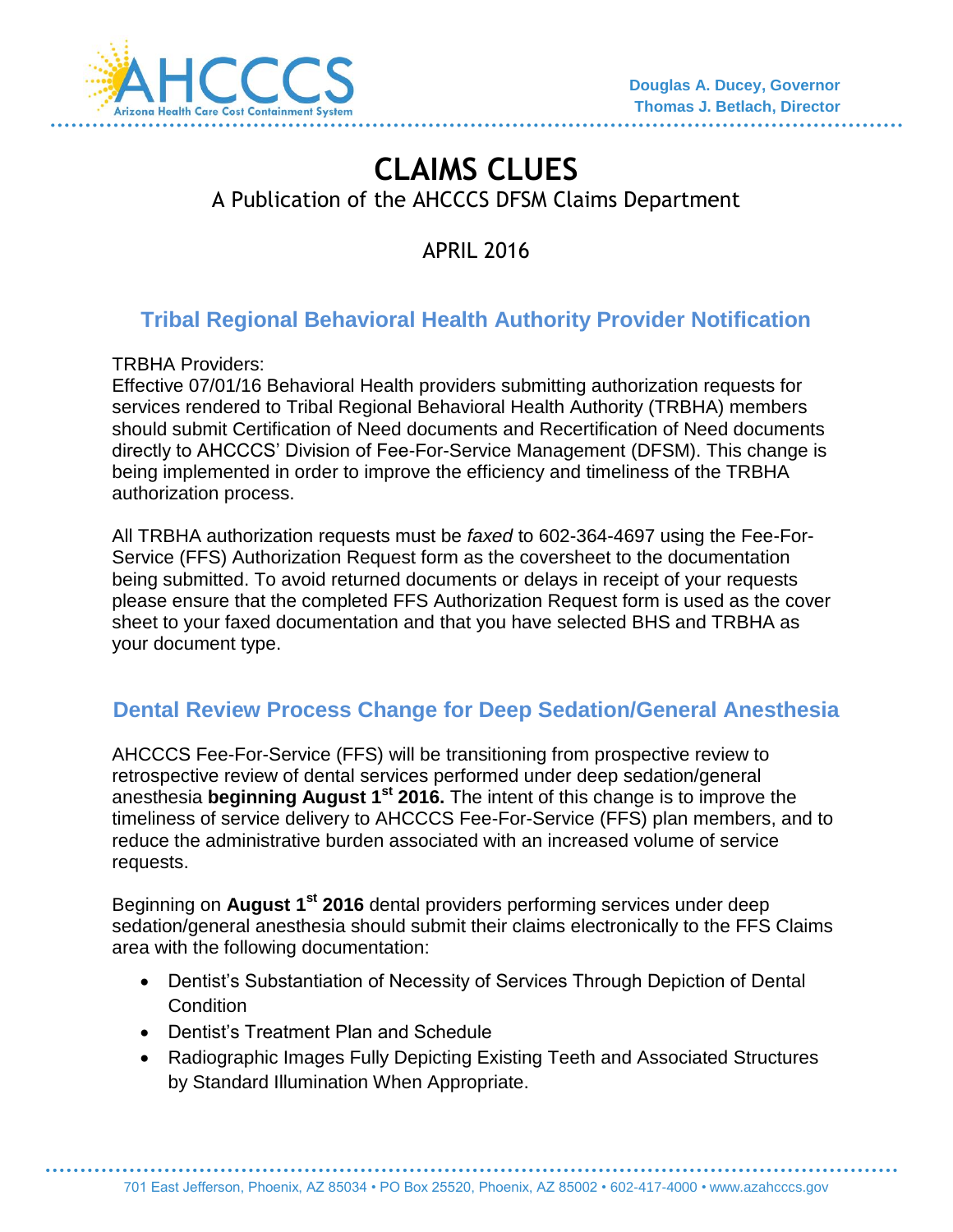Douglas A. Ducey, Governor
Thomas J. Betlach, Director

# CLAIMS CLUES

A Publication of the AHCCCS DFSM Claims Department

APRIL 2016

## Tribal Regional Behavioral Health Authority Provider Notification

TRBHA Providers:
Effective 07/01/16 Behavioral Health providers submitting authorization requests for services rendered to Tribal Regional Behavioral Health Authority (TRBHA) members should submit Certification of Need documents and Recertification of Need documents directly to AHCCCS' Division of Fee-For-Service Management (DFSM). This change is being implemented in order to improve the efficiency and timeliness of the TRBHA authorization process.

All TRBHA authorization requests must be *faxed* to 602-364-4697 using the Fee-For-Service (FFS) Authorization Request form as the coversheet to the documentation being submitted. To avoid returned documents or delays in receipt of your requests please ensure that the completed FFS Authorization Request form is used as the cover sheet to your faxed documentation and that you have selected BHS and TRBHA as your document type.

## Dental Review Process Change for Deep Sedation/General Anesthesia

AHCCCS Fee-For-Service (FFS) will be transitioning from prospective review to retrospective review of dental services performed under deep sedation/general anesthesia **beginning August 1st 2016.** The intent of this change is to improve the timeliness of service delivery to AHCCCS Fee-For-Service (FFS) plan members, and to reduce the administrative burden associated with an increased volume of service requests.

Beginning on **August 1st 2016** dental providers performing services under deep sedation/general anesthesia should submit their claims electronically to the FFS Claims area with the following documentation:

- Dentist's Substantiation of Necessity of Services Through Depiction of Dental Condition
- Dentist's Treatment Plan and Schedule
- Radiographic Images Fully Depicting Existing Teeth and Associated Structures by Standard Illumination When Appropriate.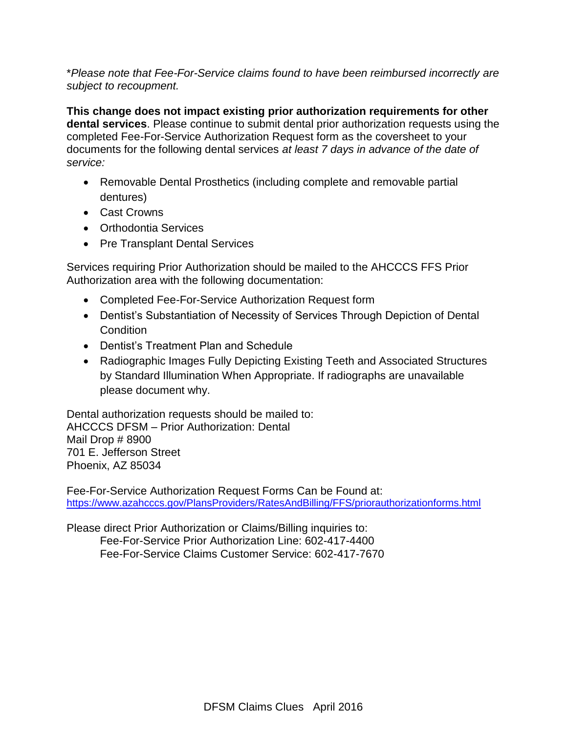**Please note that Fee-For-Service claims found to have been reimbursed incorrectly are subject to recoupment.*

**This change does not impact existing prior authorization requirements for other dental services**. Please continue to submit dental prior authorization requests using the completed Fee-For-Service Authorization Request form as the coversheet to your documents for the following dental services *at least 7 days in advance of the date of service:*

- Removable Dental Prosthetics (including complete and removable partial dentures)
- Cast Crowns
- Orthodontia Services
- Pre Transplant Dental Services

Services requiring Prior Authorization should be mailed to the AHCCCS FFS Prior Authorization area with the following documentation:

- Completed Fee-For-Service Authorization Request form
- Dentist's Substantiation of Necessity of Services Through Depiction of Dental Condition
- Dentist's Treatment Plan and Schedule
- Radiographic Images Fully Depicting Existing Teeth and Associated Structures by Standard Illumination When Appropriate. If radiographs are unavailable please document why.

Dental authorization requests should be mailed to:
AHCCCS DFSM – Prior Authorization: Dental
Mail Drop # 8900
701 E. Jefferson Street
Phoenix, AZ 85034

Fee-For-Service Authorization Request Forms Can be Found at:
https://www.azahcccs.gov/PlansProviders/RatesAndBilling/FFS/priorauthorizationforms.html

Please direct Prior Authorization or Claims/Billing inquiries to:
Fee-For-Service Prior Authorization Line: 602-417-4400
Fee-For-Service Claims Customer Service: 602-417-7670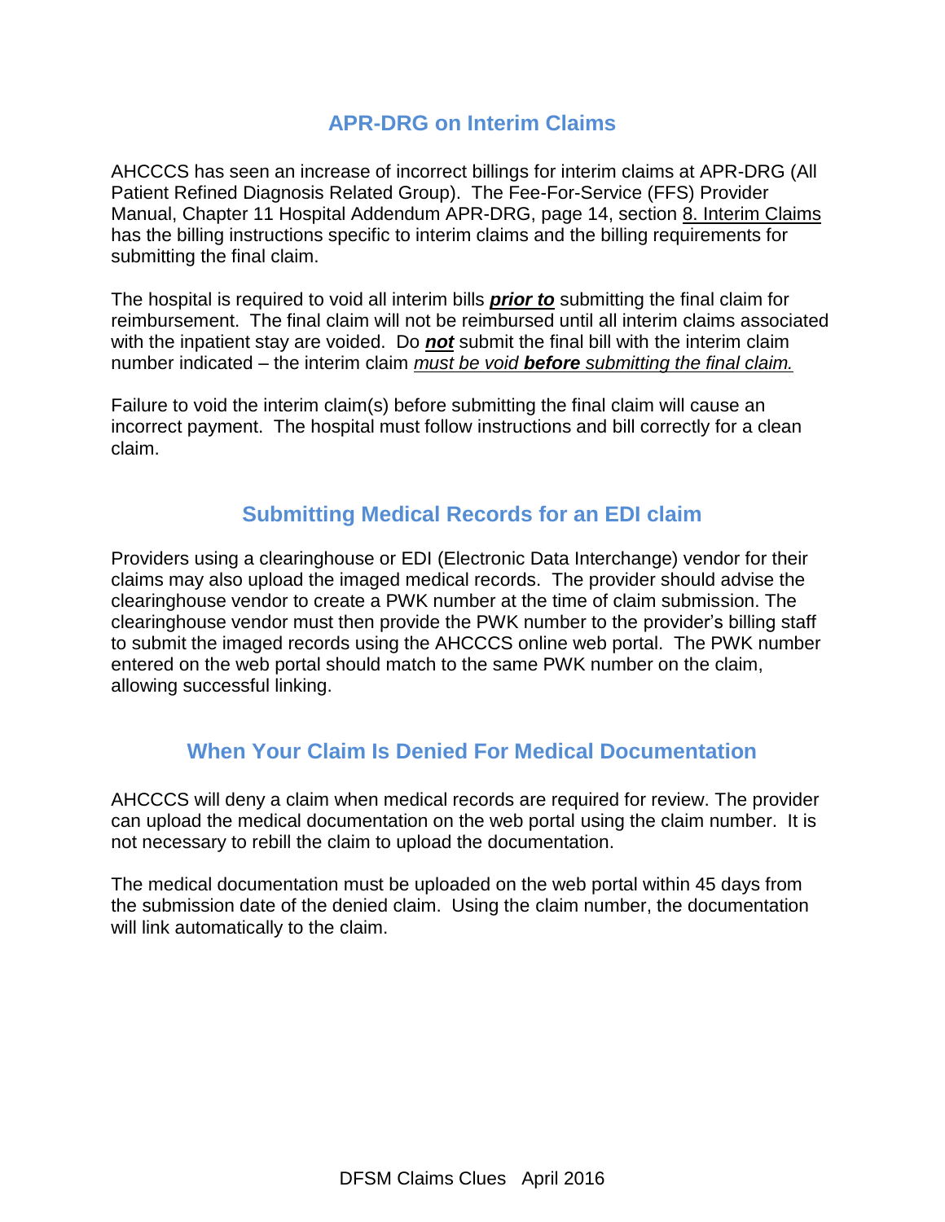## APR-DRG on Interim Claims

AHCCCS has seen an increase of incorrect billings for interim claims at APR-DRG (All Patient Refined Diagnosis Related Group). The Fee-For-Service (FFS) Provider Manual, Chapter 11 Hospital Addendum APR-DRG, page 14, section 8. Interim Claims has the billing instructions specific to interim claims and the billing requirements for submitting the final claim.

The hospital is required to void all interim bills ***prior to*** submitting the final claim for reimbursement. The final claim will not be reimbursed until all interim claims associated with the inpatient stay are voided. Do ***not*** submit the final bill with the interim claim number indicated – the interim claim *must be void **before** submitting the final claim.*

Failure to void the interim claim(s) before submitting the final claim will cause an incorrect payment. The hospital must follow instructions and bill correctly for a clean claim.

## Submitting Medical Records for an EDI claim

Providers using a clearinghouse or EDI (Electronic Data Interchange) vendor for their claims may also upload the imaged medical records. The provider should advise the clearinghouse vendor to create a PWK number at the time of claim submission. The clearinghouse vendor must then provide the PWK number to the provider's billing staff to submit the imaged records using the AHCCCS online web portal. The PWK number entered on the web portal should match to the same PWK number on the claim, allowing successful linking.

## When Your Claim Is Denied For Medical Documentation

AHCCCS will deny a claim when medical records are required for review. The provider can upload the medical documentation on the web portal using the claim number. It is not necessary to rebill the claim to upload the documentation.

The medical documentation must be uploaded on the web portal within 45 days from the submission date of the denied claim. Using the claim number, the documentation will link automatically to the claim.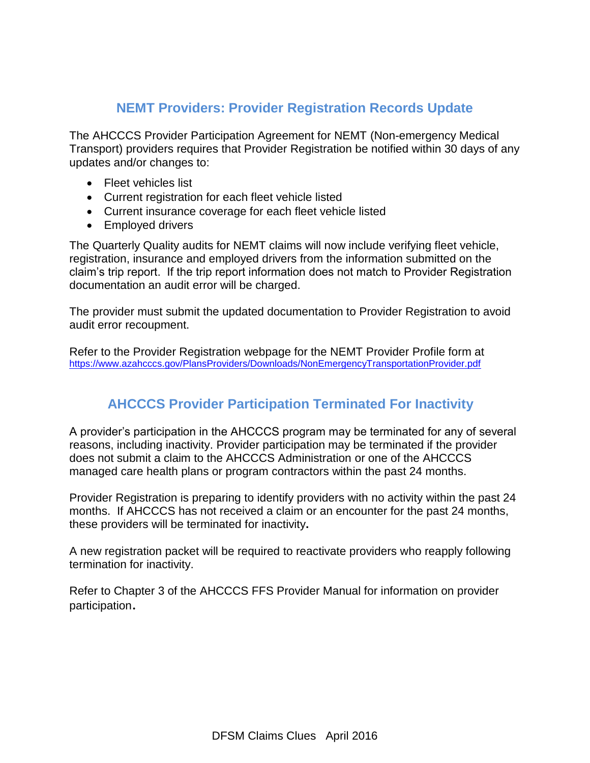## NEMT Providers: Provider Registration Records Update

The AHCCCS Provider Participation Agreement for NEMT (Non-emergency Medical Transport) providers requires that Provider Registration be notified within 30 days of any updates and/or changes to:

- Fleet vehicles list
- Current registration for each fleet vehicle listed
- Current insurance coverage for each fleet vehicle listed
- Employed drivers

The Quarterly Quality audits for NEMT claims will now include verifying fleet vehicle, registration, insurance and employed drivers from the information submitted on the claim's trip report. If the trip report information does not match to Provider Registration documentation an audit error will be charged.

The provider must submit the updated documentation to Provider Registration to avoid audit error recoupment.

Refer to the Provider Registration webpage for the NEMT Provider Profile form at https://www.azahcccs.gov/PlansProviders/Downloads/NonEmergencyTransportationProvider.pdf

## AHCCCS Provider Participation Terminated For Inactivity

A provider's participation in the AHCCCS program may be terminated for any of several reasons, including inactivity. Provider participation may be terminated if the provider does not submit a claim to the AHCCCS Administration or one of the AHCCCS managed care health plans or program contractors within the past 24 months.

Provider Registration is preparing to identify providers with no activity within the past 24 months. If AHCCCS has not received a claim or an encounter for the past 24 months, these providers will be terminated for inactivity**.**

A new registration packet will be required to reactivate providers who reapply following termination for inactivity.

Refer to Chapter 3 of the AHCCCS FFS Provider Manual for information on provider participation**.**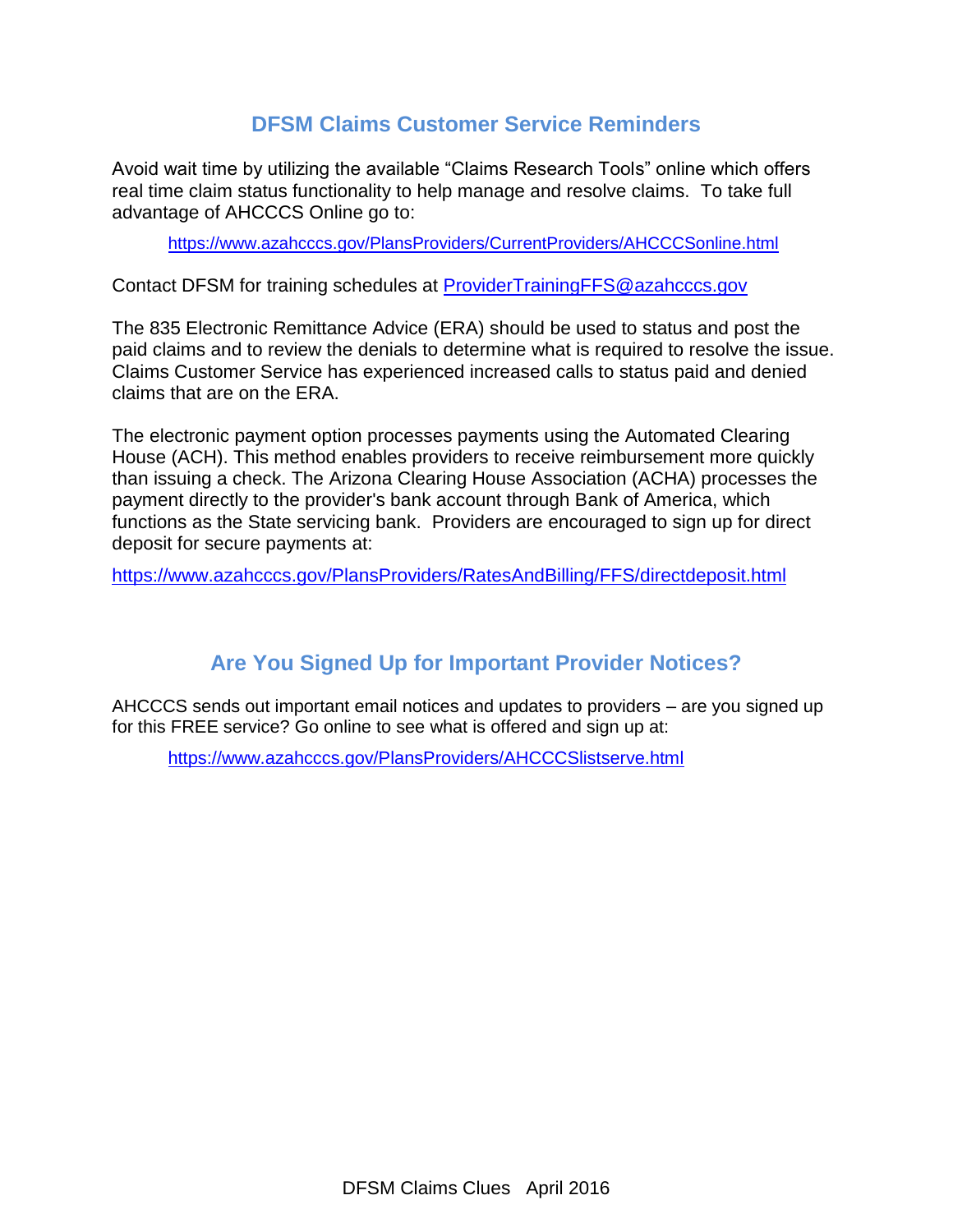## DFSM Claims Customer Service Reminders

Avoid wait time by utilizing the available "Claims Research Tools" online which offers real time claim status functionality to help manage and resolve claims. To take full advantage of AHCCCS Online go to:

https://www.azahcccs.gov/PlansProviders/CurrentProviders/AHCCCSonline.html

Contact DFSM for training schedules at ProviderTrainingFFS@azahcccs.gov

The 835 Electronic Remittance Advice (ERA) should be used to status and post the paid claims and to review the denials to determine what is required to resolve the issue. Claims Customer Service has experienced increased calls to status paid and denied claims that are on the ERA.

The electronic payment option processes payments using the Automated Clearing House (ACH). This method enables providers to receive reimbursement more quickly than issuing a check. The Arizona Clearing House Association (ACHA) processes the payment directly to the provider's bank account through Bank of America, which functions as the State servicing bank. Providers are encouraged to sign up for direct deposit for secure payments at:

https://www.azahcccs.gov/PlansProviders/RatesAndBilling/FFS/directdeposit.html

## Are You Signed Up for Important Provider Notices?

AHCCCS sends out important email notices and updates to providers – are you signed up for this FREE service? Go online to see what is offered and sign up at:

https://www.azahcccs.gov/PlansProviders/AHCCCSlistserve.html